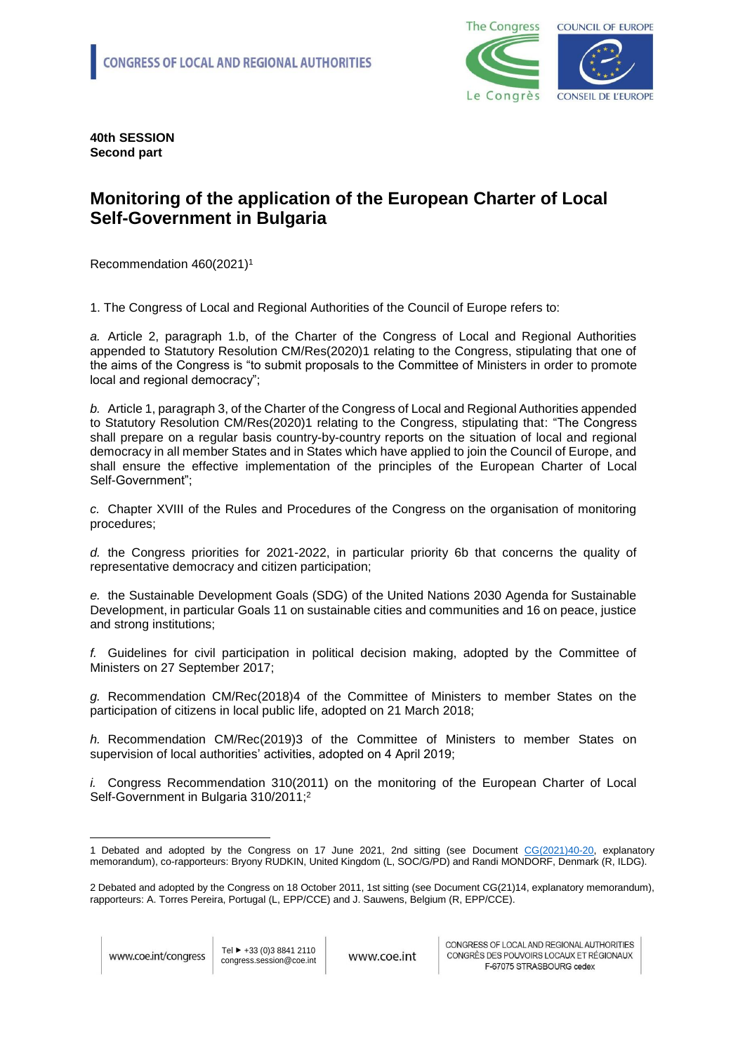CONGRESS OF LOCAL AND REGIONAL AUTHORITIES

**40th SESSION**
**Second part**

# Monitoring of the application of the European Charter of Local Self-Government in Bulgaria

Recommendation 460(2021)[1]

1. The Congress of Local and Regional Authorities of the Council of Europe refers to:

*a.* Article 2, paragraph 1.b, of the Charter of the Congress of Local and Regional Authorities appended to Statutory Resolution CM/Res(2020)1 relating to the Congress, stipulating that one of the aims of the Congress is "to submit proposals to the Committee of Ministers in order to promote local and regional democracy";

*b.* Article 1, paragraph 3, of the Charter of the Congress of Local and Regional Authorities appended to Statutory Resolution CM/Res(2020)1 relating to the Congress, stipulating that: "The Congress shall prepare on a regular basis country-by-country reports on the situation of local and regional democracy in all member States and in States which have applied to join the Council of Europe, and shall ensure the effective implementation of the principles of the European Charter of Local Self-Government";

*c.* Chapter XVIII of the Rules and Procedures of the Congress on the organisation of monitoring procedures;

*d.* the Congress priorities for 2021-2022, in particular priority 6b that concerns the quality of representative democracy and citizen participation;

*e.* the Sustainable Development Goals (SDG) of the United Nations 2030 Agenda for Sustainable Development, in particular Goals 11 on sustainable cities and communities and 16 on peace, justice and strong institutions;

*f.* Guidelines for civil participation in political decision making, adopted by the Committee of Ministers on 27 September 2017;

*g.* Recommendation CM/Rec(2018)4 of the Committee of Ministers to member States on the participation of citizens in local public life, adopted on 21 March 2018;

*h.* Recommendation CM/Rec(2019)3 of the Committee of Ministers to member States on supervision of local authorities' activities, adopted on 4 April 2019;

*i.* Congress Recommendation 310(2011) on the monitoring of the European Charter of Local Self-Government in Bulgaria 310/2011;[2]

---

1 Debated and adopted by the Congress on 17 June 2021, 2nd sitting (see Document CG(2021)40-20, explanatory memorandum), co-rapporteurs: Bryony RUDKIN, United Kingdom (L, SOC/G/PD) and Randi MONDORF, Denmark (R, ILDG).

2 Debated and adopted by the Congress on 18 October 2011, 1st sitting (see Document CG(21)14, explanatory memorandum), rapporteurs: A. Torres Pereira, Portugal (L, EPP/CCE) and J. Sauwens, Belgium (R, EPP/CCE).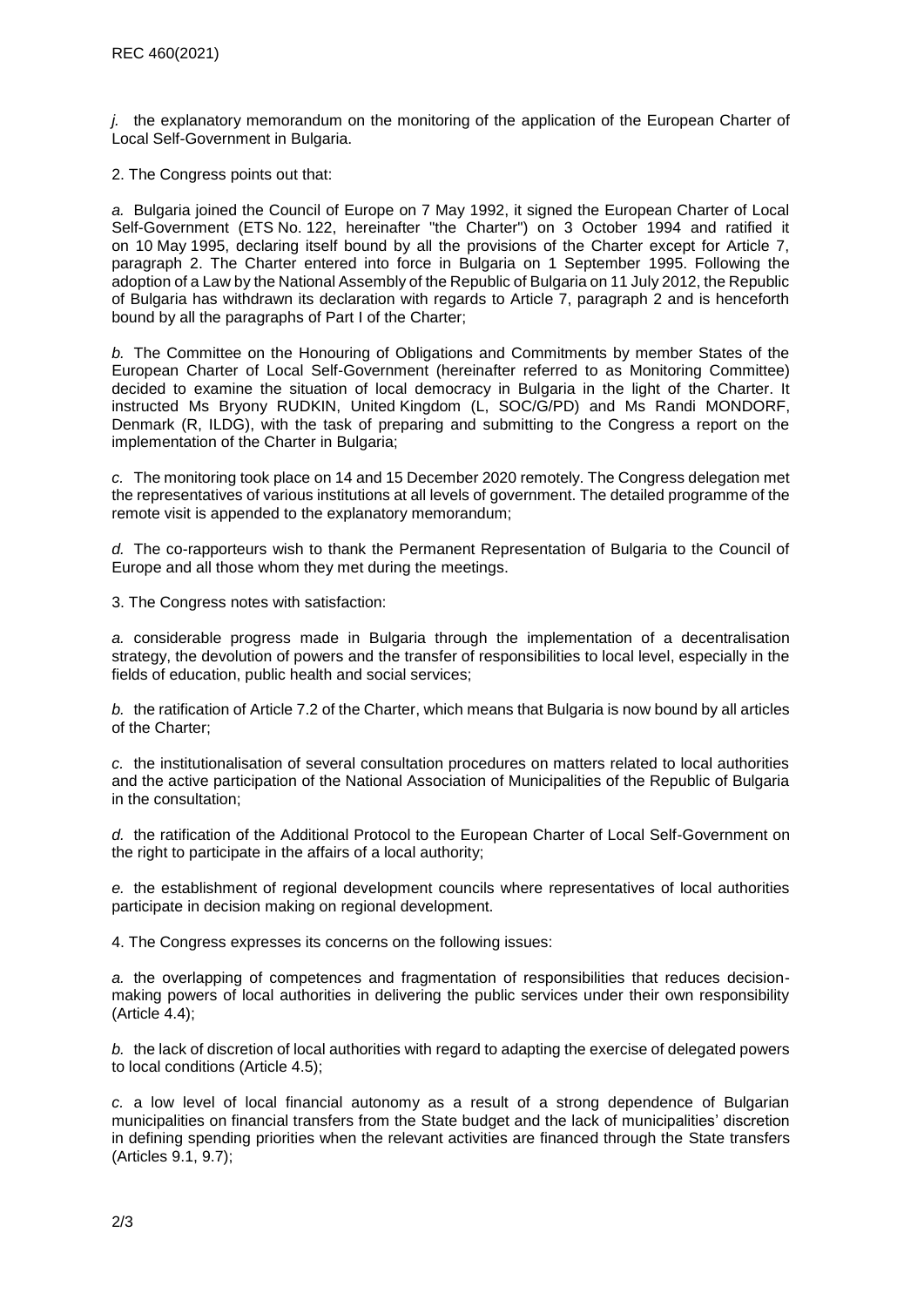*j.* the explanatory memorandum on the monitoring of the application of the European Charter of Local Self-Government in Bulgaria.

2. The Congress points out that:

*a.* Bulgaria joined the Council of Europe on 7 May 1992, it signed the European Charter of Local Self-Government (ETS No. 122, hereinafter "the Charter") on 3 October 1994 and ratified it on 10 May 1995, declaring itself bound by all the provisions of the Charter except for Article 7, paragraph 2. The Charter entered into force in Bulgaria on 1 September 1995. Following the adoption of a Law by the National Assembly of the Republic of Bulgaria on 11 July 2012, the Republic of Bulgaria has withdrawn its declaration with regards to Article 7, paragraph 2 and is henceforth bound by all the paragraphs of Part I of the Charter;

*b.* The Committee on the Honouring of Obligations and Commitments by member States of the European Charter of Local Self-Government (hereinafter referred to as Monitoring Committee) decided to examine the situation of local democracy in Bulgaria in the light of the Charter. It instructed Ms Bryony RUDKIN, United Kingdom (L, SOC/G/PD) and Ms Randi MONDORF, Denmark (R, ILDG), with the task of preparing and submitting to the Congress a report on the implementation of the Charter in Bulgaria;

*c.* The monitoring took place on 14 and 15 December 2020 remotely. The Congress delegation met the representatives of various institutions at all levels of government. The detailed programme of the remote visit is appended to the explanatory memorandum;

*d.* The co-rapporteurs wish to thank the Permanent Representation of Bulgaria to the Council of Europe and all those whom they met during the meetings.

3. The Congress notes with satisfaction:

*a.* considerable progress made in Bulgaria through the implementation of a decentralisation strategy, the devolution of powers and the transfer of responsibilities to local level, especially in the fields of education, public health and social services;

*b.* the ratification of Article 7.2 of the Charter, which means that Bulgaria is now bound by all articles of the Charter;

*c.* the institutionalisation of several consultation procedures on matters related to local authorities and the active participation of the National Association of Municipalities of the Republic of Bulgaria in the consultation;

*d.* the ratification of the Additional Protocol to the European Charter of Local Self-Government on the right to participate in the affairs of a local authority;

*e.* the establishment of regional development councils where representatives of local authorities participate in decision making on regional development.

4. The Congress expresses its concerns on the following issues:

*a.* the overlapping of competences and fragmentation of responsibilities that reduces decision-making powers of local authorities in delivering the public services under their own responsibility (Article 4.4);

*b.* the lack of discretion of local authorities with regard to adapting the exercise of delegated powers to local conditions (Article 4.5);

*c.* a low level of local financial autonomy as a result of a strong dependence of Bulgarian municipalities on financial transfers from the State budget and the lack of municipalities' discretion in defining spending priorities when the relevant activities are financed through the State transfers (Articles 9.1, 9.7);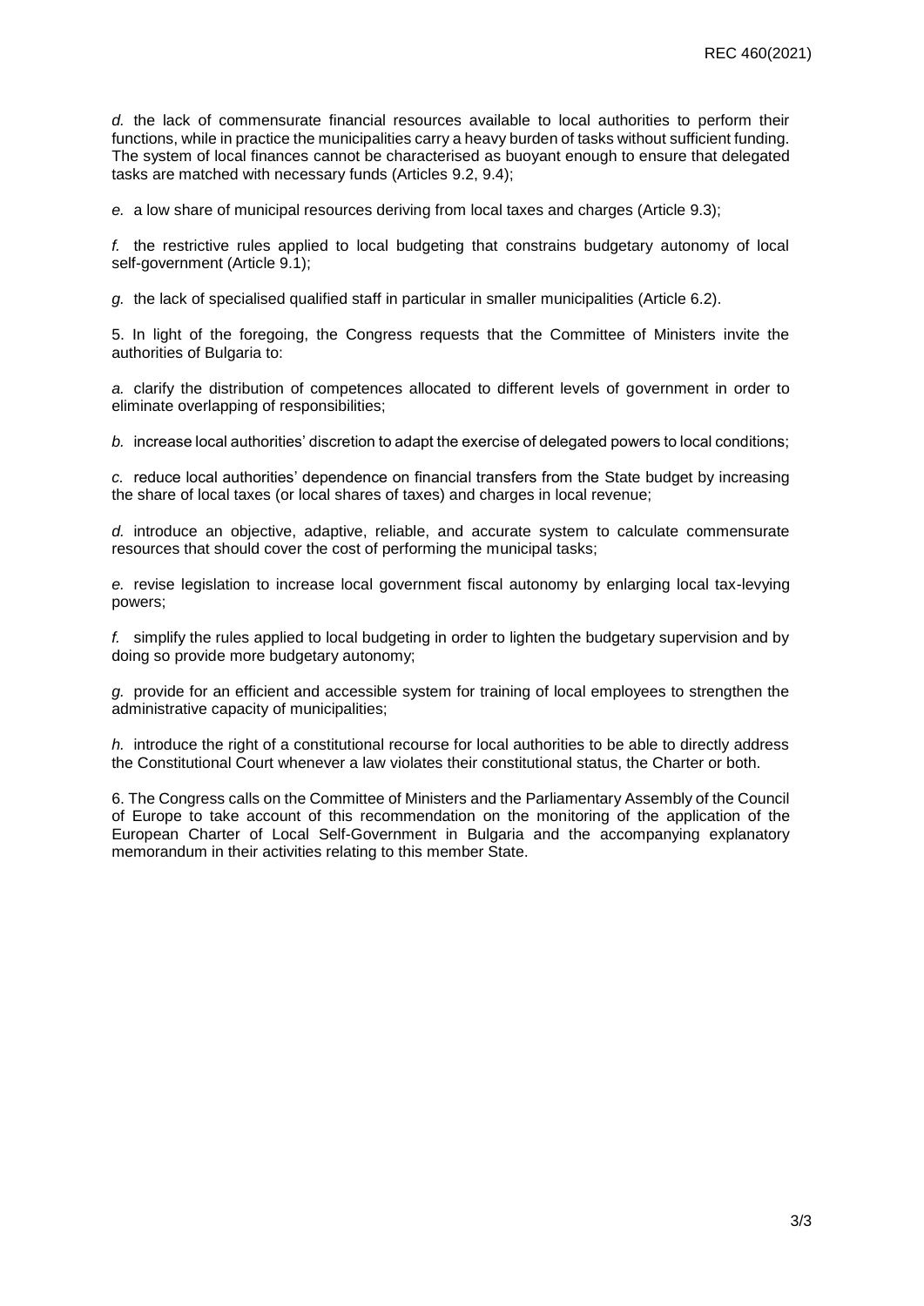*d.* the lack of commensurate financial resources available to local authorities to perform their functions, while in practice the municipalities carry a heavy burden of tasks without sufficient funding. The system of local finances cannot be characterised as buoyant enough to ensure that delegated tasks are matched with necessary funds (Articles 9.2, 9.4);

*e.* a low share of municipal resources deriving from local taxes and charges (Article 9.3);

*f.* the restrictive rules applied to local budgeting that constrains budgetary autonomy of local self-government (Article 9.1);

*g.* the lack of specialised qualified staff in particular in smaller municipalities (Article 6.2).

5. In light of the foregoing, the Congress requests that the Committee of Ministers invite the authorities of Bulgaria to:

*a.* clarify the distribution of competences allocated to different levels of government in order to eliminate overlapping of responsibilities;

*b.* increase local authorities' discretion to adapt the exercise of delegated powers to local conditions;

*c.* reduce local authorities' dependence on financial transfers from the State budget by increasing the share of local taxes (or local shares of taxes) and charges in local revenue;

*d.* introduce an objective, adaptive, reliable, and accurate system to calculate commensurate resources that should cover the cost of performing the municipal tasks;

*e.* revise legislation to increase local government fiscal autonomy by enlarging local tax-levying powers;

*f.* simplify the rules applied to local budgeting in order to lighten the budgetary supervision and by doing so provide more budgetary autonomy;

*g.* provide for an efficient and accessible system for training of local employees to strengthen the administrative capacity of municipalities;

*h.* introduce the right of a constitutional recourse for local authorities to be able to directly address the Constitutional Court whenever a law violates their constitutional status, the Charter or both.

6. The Congress calls on the Committee of Ministers and the Parliamentary Assembly of the Council of Europe to take account of this recommendation on the monitoring of the application of the European Charter of Local Self-Government in Bulgaria and the accompanying explanatory memorandum in their activities relating to this member State.